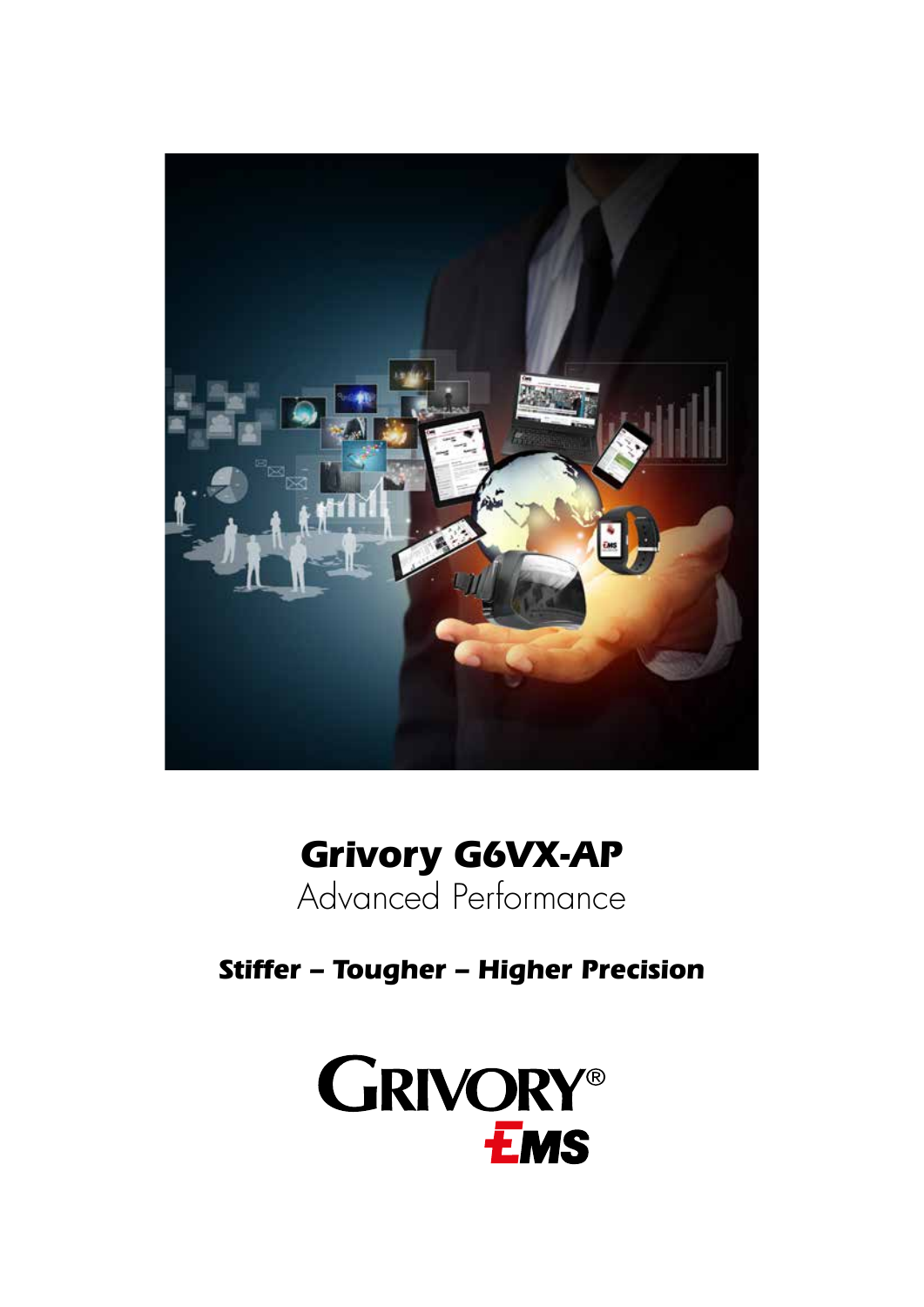# Grivory G6VX-AP

Advanced Performance

***Stiffer – Tougher – Higher Precision***

GRIVORY®

EMS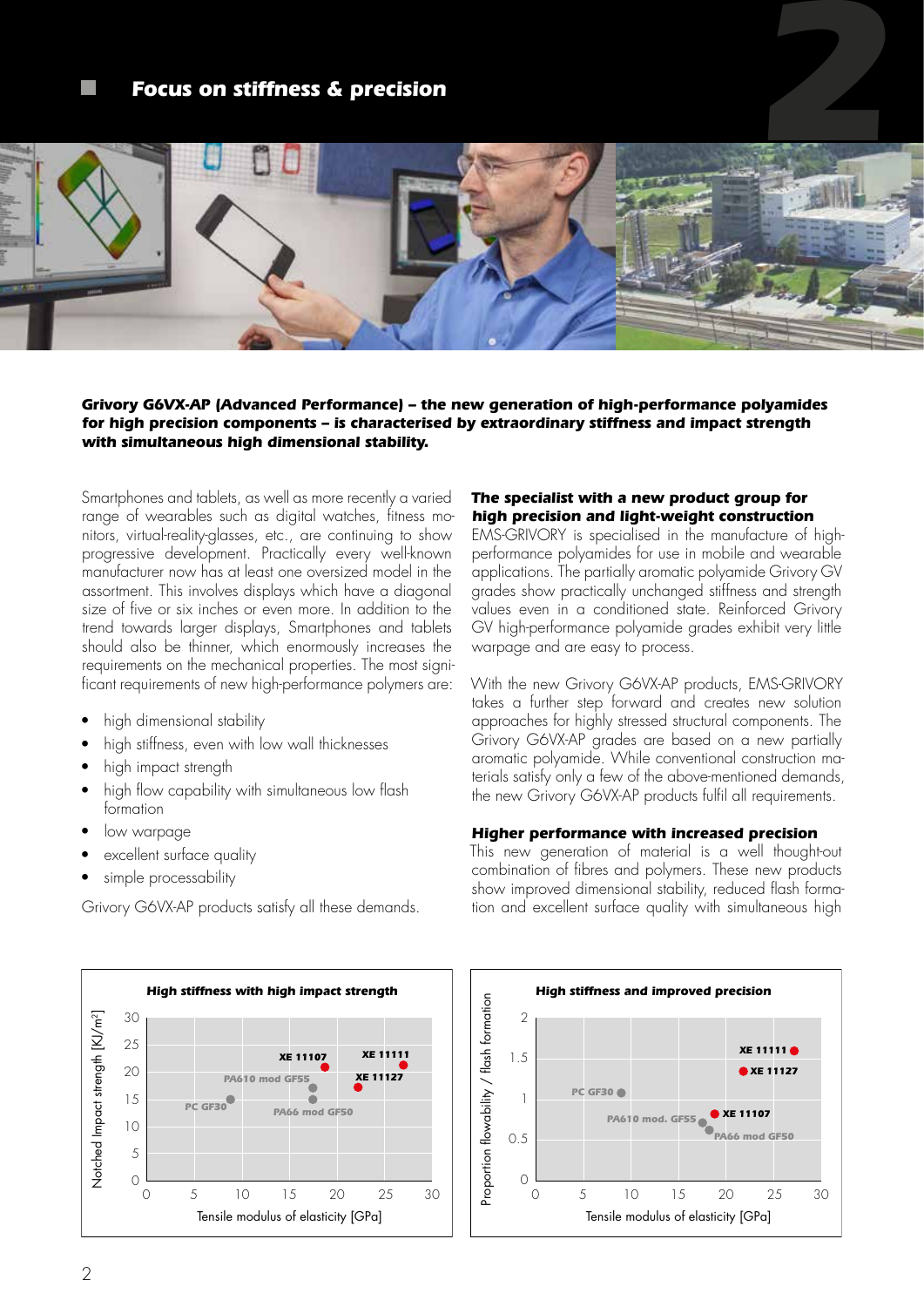## Focus on stiffness & precision

***Grivory G6VX-AP (Advanced Performance) – the new generation of high-performance polyamides for high precision components – is characterised by extraordinary stiffness and impact strength with simultaneous high dimensional stability.***

Smartphones and tablets, as well as more recently a varied range of wearables such as digital watches, fitness monitors, virtual-reality-glasses, etc., are continuing to show progressive development. Practically every well-known manufacturer now has at least one oversized model in the assortment. This involves displays which have a diagonal size of five or six inches or even more. In addition to the trend towards larger displays, Smartphones and tablets should also be thinner, which enormously increases the requirements on the mechanical properties. The most significant requirements of new high-performance polymers are:

- high dimensional stability
- high stiffness, even with low wall thicknesses
- high impact strength
- high flow capability with simultaneous low flash formation
- low warpage
- excellent surface quality
- simple processability

Grivory G6VX-AP products satisfy all these demands.

### The specialist with a new product group for high precision and light-weight construction

EMS-GRIVORY is specialised in the manufacture of high-performance polyamides for use in mobile and wearable applications. The partially aromatic polyamide Grivory GV grades show practically unchanged stiffness and strength values even in a conditioned state. Reinforced Grivory GV high-performance polyamide grades exhibit very little warpage and are easy to process.

With the new Grivory G6VX-AP products, EMS-GRIVORY takes a further step forward and creates new solution approaches for highly stressed structural components. The Grivory G6VX-AP grades are based on a new partially aromatic polyamide. While conventional construction materials satisfy only a few of the above-mentioned demands, the new Grivory G6VX-AP products fulfil all requirements.

### Higher performance with increased precision

This new generation of material is a well thought-out combination of fibres and polymers. These new products show improved dimensional stability, reduced flash formation and excellent surface quality with simultaneous high

**High stiffness with high impact strength**

Notched Impact strength [KJ/m²] vs. Tensile modulus of elasticity [GPa]

Data points: PC GF30, PA610 mod GF55, PA66 mod GF50, XE 11107, XE 11111, XE 11127

**High stiffness and improved precision**

Proportion flowability / flash formation vs. Tensile modulus of elasticity [GPa]

Data points: PC GF30, PA610 mod. GF55, PA66 mod GF50, XE 11107, XE 11111, XE 11127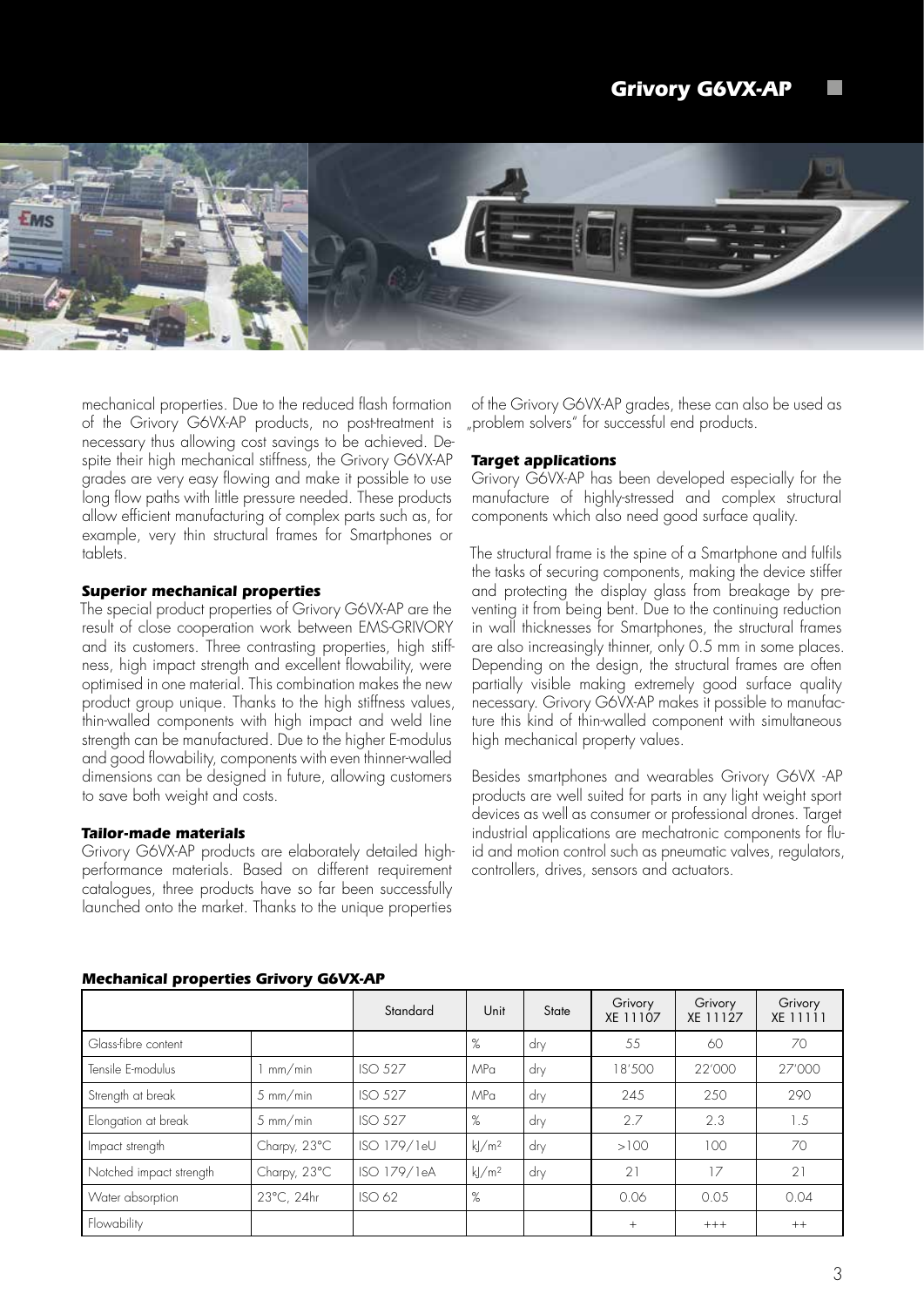mechanical properties. Due to the reduced flash formation of the Grivory G6VX-AP products, no post-treatment is necessary thus allowing cost savings to be achieved. Despite their high mechanical stiffness, the Grivory G6VX-AP grades are very easy flowing and make it possible to use long flow paths with little pressure needed. These products allow efficient manufacturing of complex parts such as, for example, very thin structural frames for Smartphones or tablets.

### *Superior mechanical properties*

The special product properties of Grivory G6VX-AP are the result of close cooperation work between EMS-GRIVORY and its customers. Three contrasting properties, high stiffness, high impact strength and excellent flowability, were optimised in one material. This combination makes the new product group unique. Thanks to the high stiffness values, thin-walled components with high impact and weld line strength can be manufactured. Due to the higher E-modulus and good flowability, components with even thinner-walled dimensions can be designed in future, allowing customers to save both weight and costs.

### *Tailor-made materials*

Grivory G6VX-AP products are elaborately detailed high-performance materials. Based on different requirement catalogues, three products have so far been successfully launched onto the market. Thanks to the unique properties of the Grivory G6VX-AP grades, these can also be used as „problem solvers" for successful end products.

### *Target applications*

Grivory G6VX-AP has been developed especially for the manufacture of highly-stressed and complex structural components which also need good surface quality.

The structural frame is the spine of a Smartphone and fulfils the tasks of securing components, making the device stiffer and protecting the display glass from breakage by preventing it from being bent. Due to the continuing reduction in wall thicknesses for Smartphones, the structural frames are also increasingly thinner, only 0.5 mm in some places. Depending on the design, the structural frames are often partially visible making extremely good surface quality necessary. Grivory G6VX-AP makes it possible to manufacture this kind of thin-walled component with simultaneous high mechanical property values.

Besides smartphones and wearables Grivory G6VX -AP products are well suited for parts in any light weight sport devices as well as consumer or professional drones. Target industrial applications are mechatronic components for fluid and motion control such as pneumatic valves, regulators, controllers, drives, sensors and actuators.

### *Mechanical properties Grivory G6VX-AP*

| | | Standard | Unit | State | Grivory XE 11107 | Grivory XE 11127 | Grivory XE 11111 |
|---|---|---|---|---|---|---|---|
| Glass-fibre content | | | % | dry | 55 | 60 | 70 |
| Tensile E-modulus | 1 mm/min | ISO 527 | MPa | dry | 18'500 | 22'000 | 27'000 |
| Strength at break | 5 mm/min | ISO 527 | MPa | dry | 245 | 250 | 290 |
| Elongation at break | 5 mm/min | ISO 527 | % | dry | 2.7 | 2.3 | 1.5 |
| Impact strength | Charpy, 23°C | ISO 179/1eU | kJ/m² | dry | >100 | 100 | 70 |
| Notched impact strength | Charpy, 23°C | ISO 179/1eA | kJ/m² | dry | 21 | 17 | 21 |
| Water absorption | 23°C, 24hr | ISO 62 | % | | 0.06 | 0.05 | 0.04 |
| Flowability | | | | | + | +++ | ++ |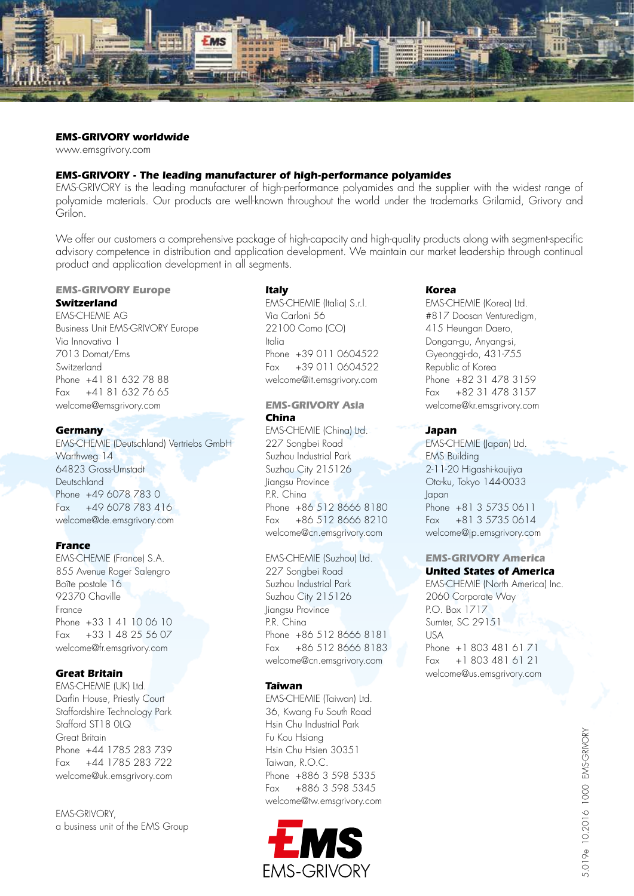### *EMS-GRIVORY worldwide*

www.emsgrivory.com

### *EMS-GRIVORY - The leading manufacturer of high-performance polyamides*

EMS-GRIVORY is the leading manufacturer of high-performance polyamides and the supplier with the widest range of polyamide materials. Our products are well-known throughout the world under the trademarks Grilamid, Grivory and Grilon.

We offer our customers a comprehensive package of high-capacity and high-quality products along with segment-specific advisory competence in distribution and application development. We maintain our market leadership through continual product and application development in all segments.

## *EMS-GRIVORY Europe*

### *Switzerland*

EMS-CHEMIE AG
Business Unit EMS-GRIVORY Europe
Via Innovativa 1
7013 Domat/Ems
Switzerland
Phone +41 81 632 78 88
Fax +41 81 632 76 65
welcome@emsgrivory.com

### *Germany*

EMS-CHEMIE (Deutschland) Vertriebs GmbH
Warthweg 14
64823 Gross-Umstadt
Deutschland
Phone +49 6078 783 0
Fax +49 6078 783 416
welcome@de.emsgrivory.com

### *France*

EMS-CHEMIE (France) S.A.
855 Avenue Roger Salengro
Boîte postale 16
92370 Chaville
France
Phone +33 1 41 10 06 10
Fax +33 1 48 25 56 07
welcome@fr.emsgrivory.com

### *Great Britain*

EMS-CHEMIE (UK) Ltd.
Darfin House, Priestly Court
Staffordshire Technology Park
Stafford ST18 0LQ
Great Britain
Phone +44 1785 283 739
Fax +44 1785 283 722
welcome@uk.emsgrivory.com

EMS-GRIVORY,
a business unit of the EMS Group

### *Italy*

EMS-CHEMIE (Italia) S.r.l.
Via Carloni 56
22100 Como (CO)
Italia
Phone +39 011 0604522
Fax +39 011 0604522
welcome@it.emsgrivory.com

## *EMS-GRIVORY Asia*

### *China*

EMS-CHEMIE (China) Ltd.
227 Songbei Road
Suzhou Industrial Park
Suzhou City 215126
Jiangsu Province
P.R. China
Phone +86 512 8666 8180
Fax +86 512 8666 8210
welcome@cn.emsgrivory.com

EMS-CHEMIE (Suzhou) Ltd.
227 Songbei Road
Suzhou Industrial Park
Suzhou City 215126
Jiangsu Province
P.R. China
Phone +86 512 8666 8181
Fax +86 512 8666 8183
welcome@cn.emsgrivory.com

### *Taiwan*

EMS-CHEMIE (Taiwan) Ltd.
36, Kwang Fu South Road
Hsin Chu Industrial Park
Fu Kou Hsiang
Hsin Chu Hsien 30351
Taiwan, R.O.C.
Phone +886 3 598 5335
Fax +886 3 598 5345
welcome@tw.emsgrivory.com

### *Korea*

EMS-CHEMIE (Korea) Ltd.
#817 Doosan Venturedigm,
415 Heungan Daero,
Dongan-gu, Anyang-si,
Gyeonggi-do, 431-755
Republic of Korea
Phone +82 31 478 3159
Fax +82 31 478 3157
welcome@kr.emsgrivory.com

### *Japan*

EMS-CHEMIE (Japan) Ltd.
EMS Building
2-11-20 Higashi-koujiya
Ota-ku, Tokyo 144-0033
Japan
Phone +81 3 5735 0611
Fax +81 3 5735 0614
welcome@jp.emsgrivory.com

## *EMS-GRIVORY America*

### *United States of America*

EMS-CHEMIE (North America) Inc.
2060 Corporate Way
P.O. Box 1717
Sumter, SC 29151
USA
Phone +1 803 481 61 71
Fax +1 803 481 61 21
welcome@us.emsgrivory.com

EMS-GRIVORY

5.019e 10.2016 1000 EMS-GRIVORY